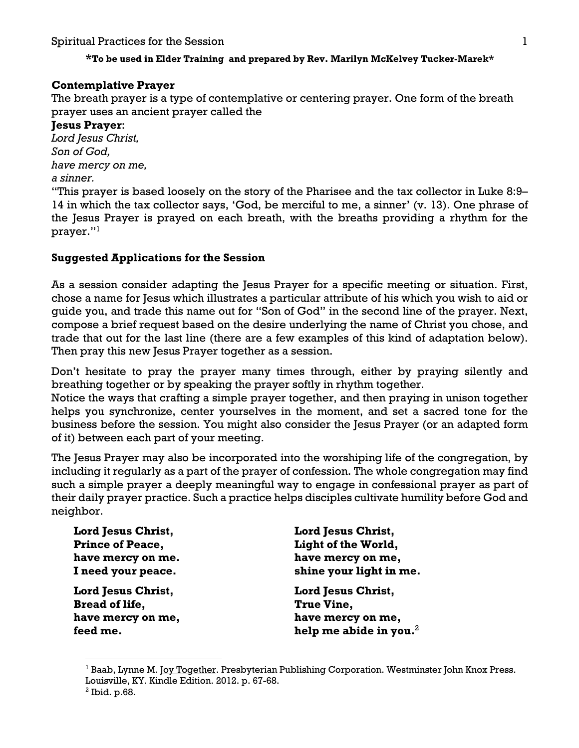**\*To be used in Elder Training and prepared by Rev. Marilyn McKelvey Tucker-Marek\***

**Contemplative Prayer**

The breath prayer is a type of contemplative or centering prayer. One form of the breath prayer uses an ancient prayer called the

**Jesus Prayer**:

*Lord Jesus Christ,*
*Son of God,*
*have mercy on me,*
*a sinner.*

"This prayer is based loosely on the story of the Pharisee and the tax collector in Luke 8:9–14 in which the tax collector says, 'God, be merciful to me, a sinner' (v. 13). One phrase of the Jesus Prayer is prayed on each breath, with the breaths providing a rhythm for the prayer."[1]

**Suggested Applications for the Session**

As a session consider adapting the Jesus Prayer for a specific meeting or situation. First, chose a name for Jesus which illustrates a particular attribute of his which you wish to aid or guide you, and trade this name out for "Son of God" in the second line of the prayer. Next, compose a brief request based on the desire underlying the name of Christ you chose, and trade that out for the last line (there are a few examples of this kind of adaptation below). Then pray this new Jesus Prayer together as a session.

Don't hesitate to pray the prayer many times through, either by praying silently and breathing together or by speaking the prayer softly in rhythm together.

Notice the ways that crafting a simple prayer together, and then praying in unison together helps you synchronize, center yourselves in the moment, and set a sacred tone for the business before the session. You might also consider the Jesus Prayer (or an adapted form of it) between each part of your meeting.

The Jesus Prayer may also be incorporated into the worshiping life of the congregation, by including it regularly as a part of the prayer of confession. The whole congregation may find such a simple prayer a deeply meaningful way to engage in confessional prayer as part of their daily prayer practice. Such a practice helps disciples cultivate humility before God and neighbor.

**Lord Jesus Christ,**
**Prince of Peace,**
**have mercy on me.**
**I need your peace.**

**Lord Jesus Christ,**
**Bread of life,**
**have mercy on me,**
**feed me.**

**Lord Jesus Christ,**
**Light of the World,**
**have mercy on me,**
**shine your light in me.**

**Lord Jesus Christ,**
**True Vine,**
**have mercy on me,**
**help me abide in you.**[2]

---

[1] Baab, Lynne M. Joy Together. Presbyterian Publishing Corporation. Westminster John Knox Press. Louisville, KY. Kindle Edition. 2012. p. 67-68.

[2] Ibid. p.68.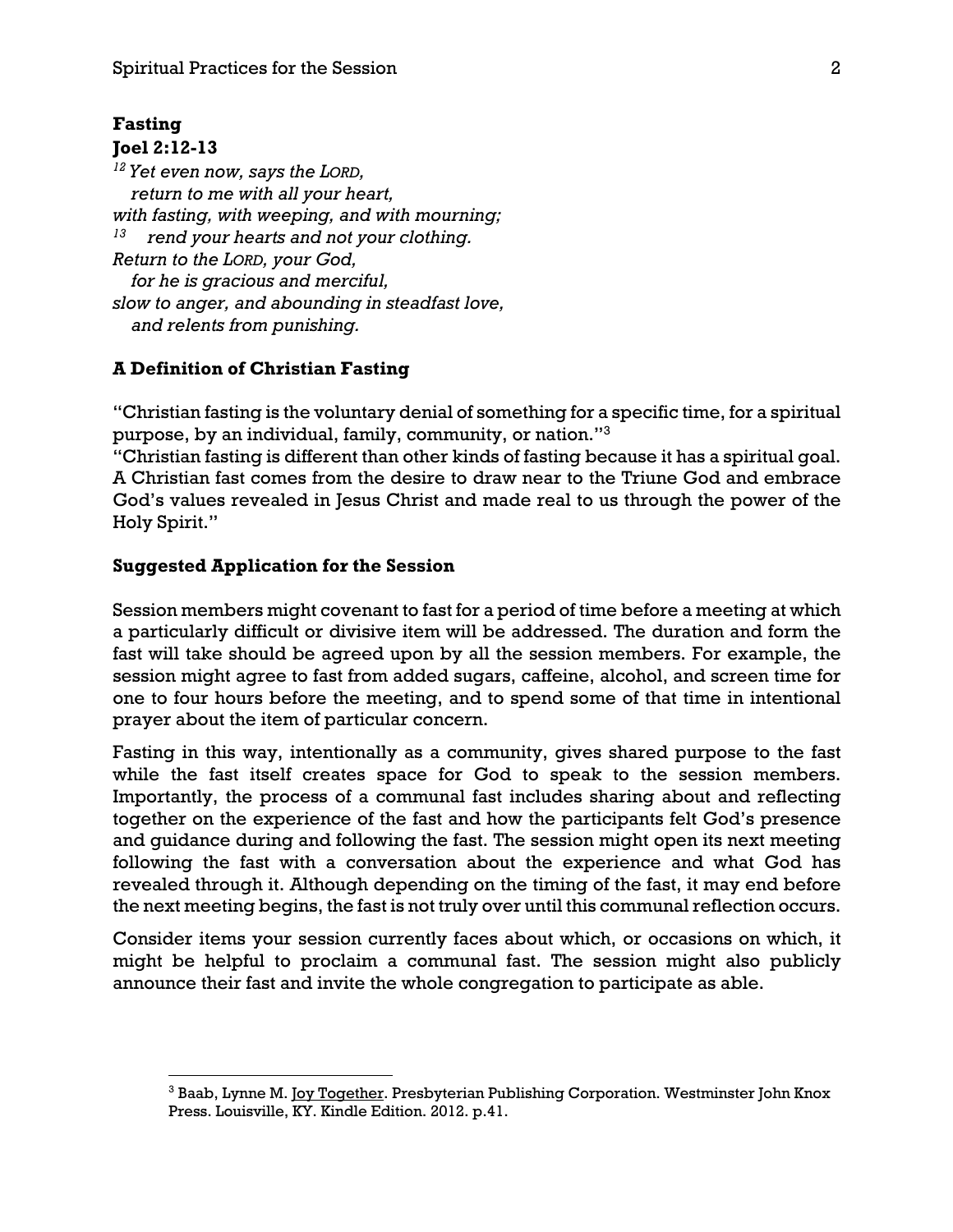### Fasting

### Joel 2:12-13

*[12] Yet even now, says the LORD,*
*return to me with all your heart,*
*with fasting, with weeping, and with mourning;*
*[13] rend your hearts and not your clothing.*
*Return to the LORD, your God,*
*for he is gracious and merciful,*
*slow to anger, and abounding in steadfast love,*
*and relents from punishing.*

### A Definition of Christian Fasting

"Christian fasting is the voluntary denial of something for a specific time, for a spiritual purpose, by an individual, family, community, or nation."[3]

"Christian fasting is different than other kinds of fasting because it has a spiritual goal. A Christian fast comes from the desire to draw near to the Triune God and embrace God's values revealed in Jesus Christ and made real to us through the power of the Holy Spirit."

### Suggested Application for the Session

Session members might covenant to fast for a period of time before a meeting at which a particularly difficult or divisive item will be addressed. The duration and form the fast will take should be agreed upon by all the session members. For example, the session might agree to fast from added sugars, caffeine, alcohol, and screen time for one to four hours before the meeting, and to spend some of that time in intentional prayer about the item of particular concern.

Fasting in this way, intentionally as a community, gives shared purpose to the fast while the fast itself creates space for God to speak to the session members. Importantly, the process of a communal fast includes sharing about and reflecting together on the experience of the fast and how the participants felt God's presence and guidance during and following the fast. The session might open its next meeting following the fast with a conversation about the experience and what God has revealed through it. Although depending on the timing of the fast, it may end before the next meeting begins, the fast is not truly over until this communal reflection occurs.

Consider items your session currently faces about which, or occasions on which, it might be helpful to proclaim a communal fast. The session might also publicly announce their fast and invite the whole congregation to participate as able.

---

[3] Baab, Lynne M. Joy Together. Presbyterian Publishing Corporation. Westminster John Knox Press. Louisville, KY. Kindle Edition. 2012. p.41.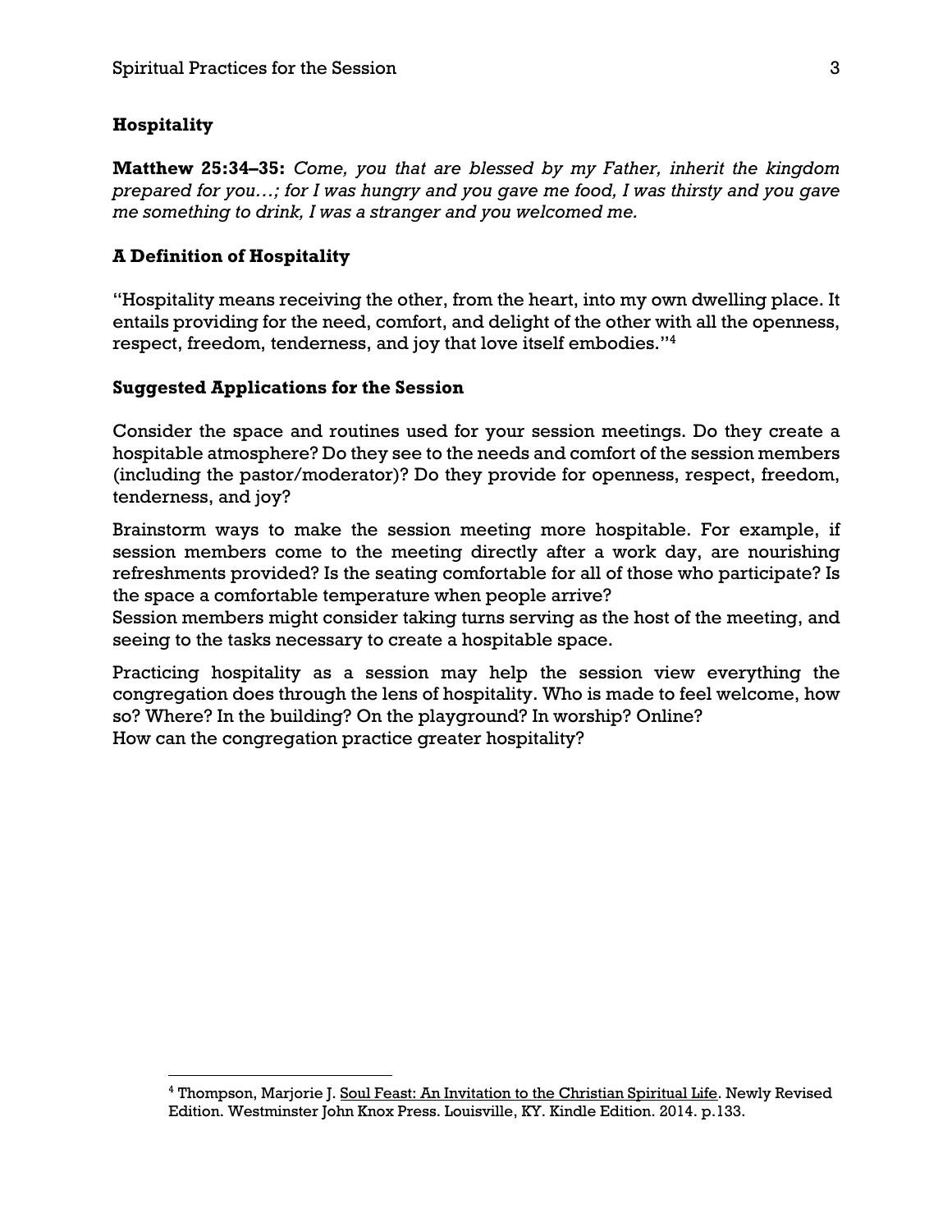## Hospitality

**Matthew 25:34–35:** *Come, you that are blessed by my Father, inherit the kingdom prepared for you…; for I was hungry and you gave me food, I was thirsty and you gave me something to drink, I was a stranger and you welcomed me.*

### A Definition of Hospitality

"Hospitality means receiving the other, from the heart, into my own dwelling place. It entails providing for the need, comfort, and delight of the other with all the openness, respect, freedom, tenderness, and joy that love itself embodies."[4]

### Suggested Applications for the Session

Consider the space and routines used for your session meetings. Do they create a hospitable atmosphere? Do they see to the needs and comfort of the session members (including the pastor/moderator)? Do they provide for openness, respect, freedom, tenderness, and joy?

Brainstorm ways to make the session meeting more hospitable. For example, if session members come to the meeting directly after a work day, are nourishing refreshments provided? Is the seating comfortable for all of those who participate? Is the space a comfortable temperature when people arrive?
Session members might consider taking turns serving as the host of the meeting, and seeing to the tasks necessary to create a hospitable space.

Practicing hospitality as a session may help the session view everything the congregation does through the lens of hospitality. Who is made to feel welcome, how so? Where? In the building? On the playground? In worship? Online?
How can the congregation practice greater hospitality?

---

[4] Thompson, Marjorie J. Soul Feast: An Invitation to the Christian Spiritual Life. Newly Revised Edition. Westminster John Knox Press. Louisville, KY. Kindle Edition. 2014. p.133.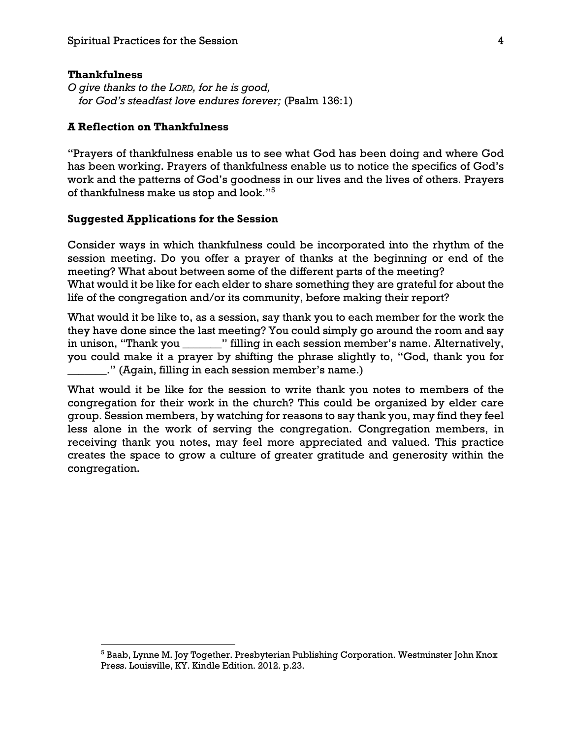**Thankfulness**

*O give thanks to the LORD, for he is good,*
*for God's steadfast love endures forever;* (Psalm 136:1)

**A Reflection on Thankfulness**

"Prayers of thankfulness enable us to see what God has been doing and where God has been working. Prayers of thankfulness enable us to notice the specifics of God's work and the patterns of God's goodness in our lives and the lives of others. Prayers of thankfulness make us stop and look."[5]

**Suggested Applications for the Session**

Consider ways in which thankfulness could be incorporated into the rhythm of the session meeting. Do you offer a prayer of thanks at the beginning or end of the meeting? What about between some of the different parts of the meeting?
What would it be like for each elder to share something they are grateful for about the life of the congregation and/or its community, before making their report?

What would it be like to, as a session, say thank you to each member for the work the they have done since the last meeting? You could simply go around the room and say in unison, "Thank you _______" filling in each session member's name. Alternatively, you could make it a prayer by shifting the phrase slightly to, "God, thank you for _______." (Again, filling in each session member's name.)

What would it be like for the session to write thank you notes to members of the congregation for their work in the church? This could be organized by elder care group. Session members, by watching for reasons to say thank you, may find they feel less alone in the work of serving the congregation. Congregation members, in receiving thank you notes, may feel more appreciated and valued. This practice creates the space to grow a culture of greater gratitude and generosity within the congregation.

---

[5] Baab, Lynne M. Joy Together. Presbyterian Publishing Corporation. Westminster John Knox Press. Louisville, KY. Kindle Edition. 2012. p.23.